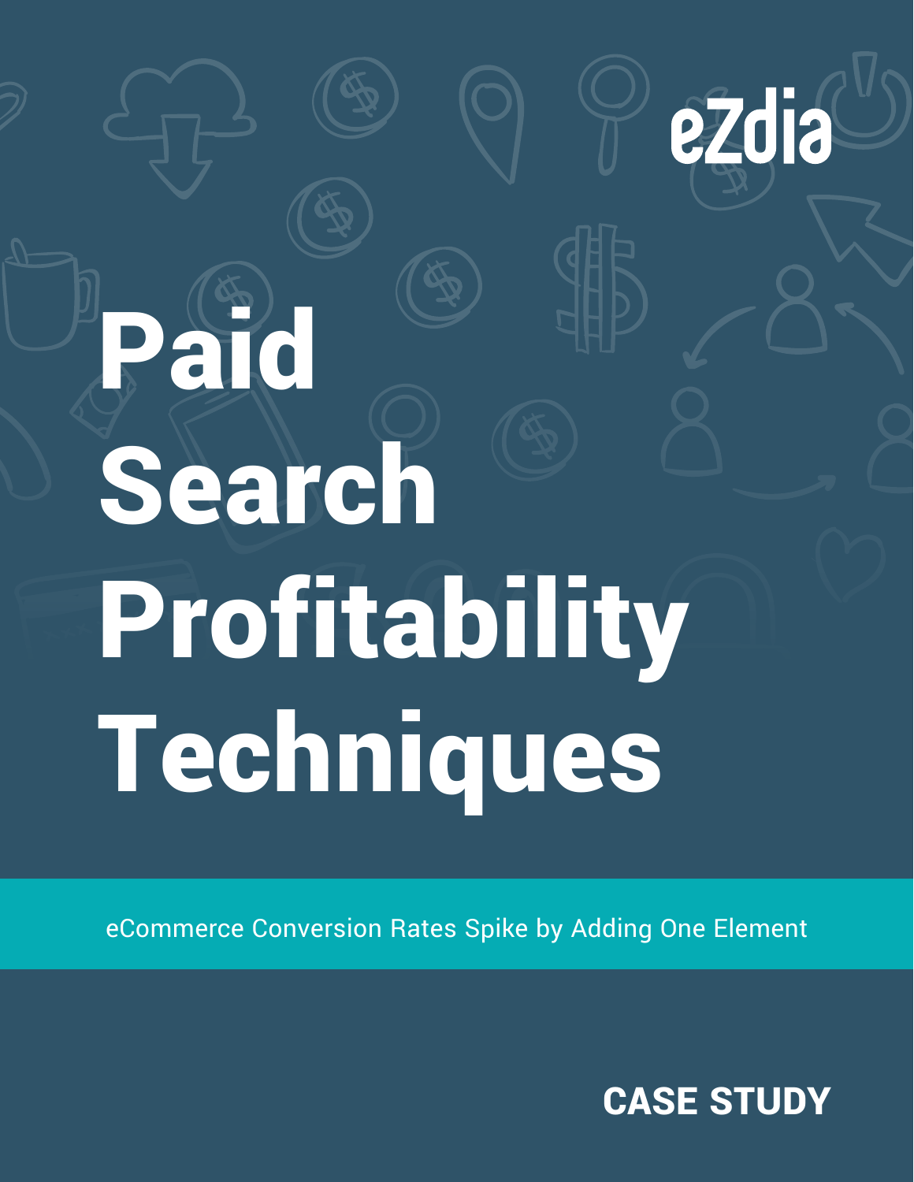eZdia

# Paid Search Profitability Techniques

eCommerce Conversion Rates Spike by Adding One Element

**CASE STUDY**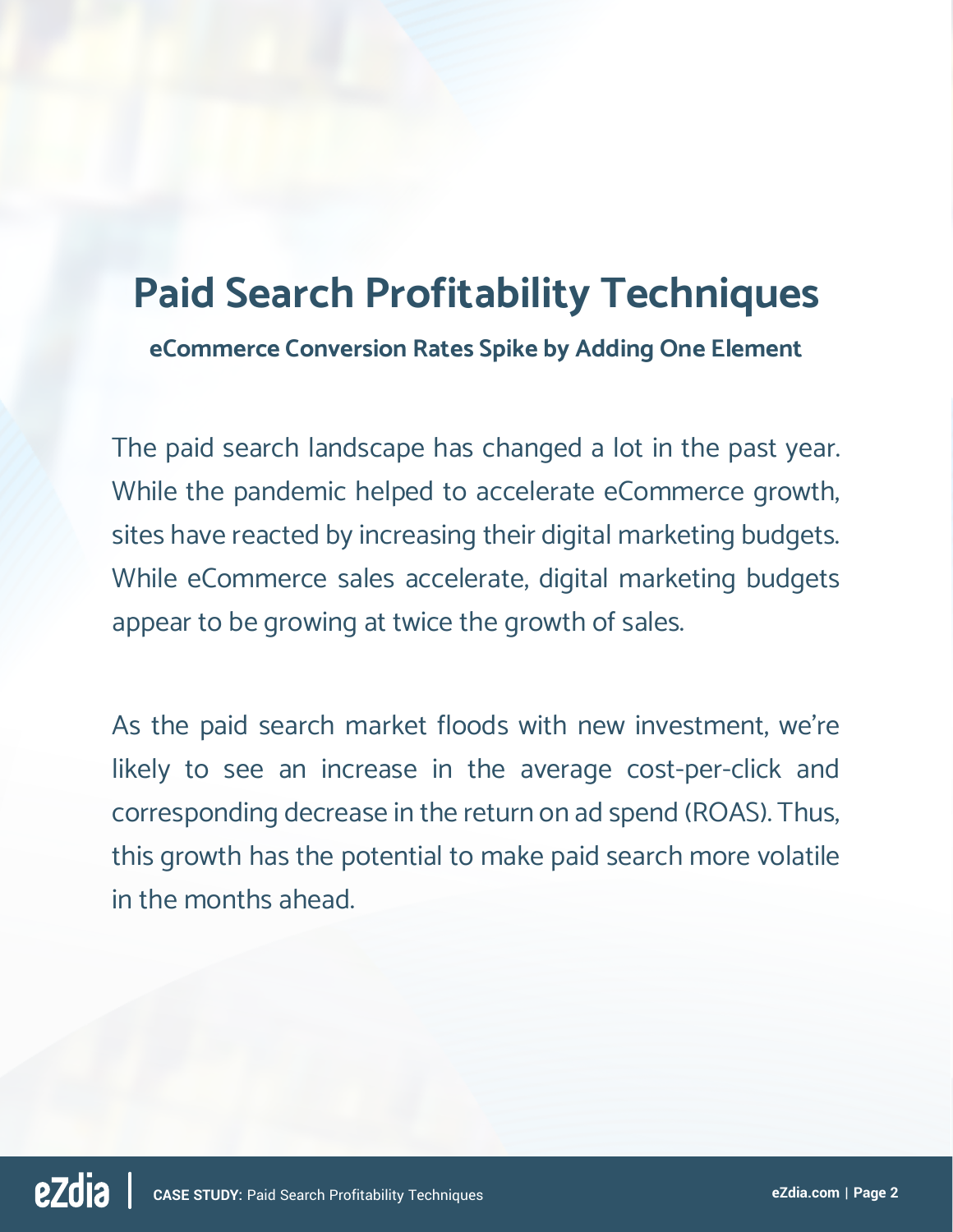# Paid Search Profitability Techniques

**eCommerce Conversion Rates Spike by Adding One Element**

The paid search landscape has changed a lot in the past year. While the pandemic helped to accelerate eCommerce growth, sites have reacted by increasing their digital marketing budgets. While eCommerce sales accelerate, digital marketing budgets appear to be growing at twice the growth of sales.

As the paid search market floods with new investment, we're likely to see an increase in the average cost-per-click and corresponding decrease in the return on ad spend (ROAS). Thus, this growth has the potential to make paid search more volatile in the months ahead.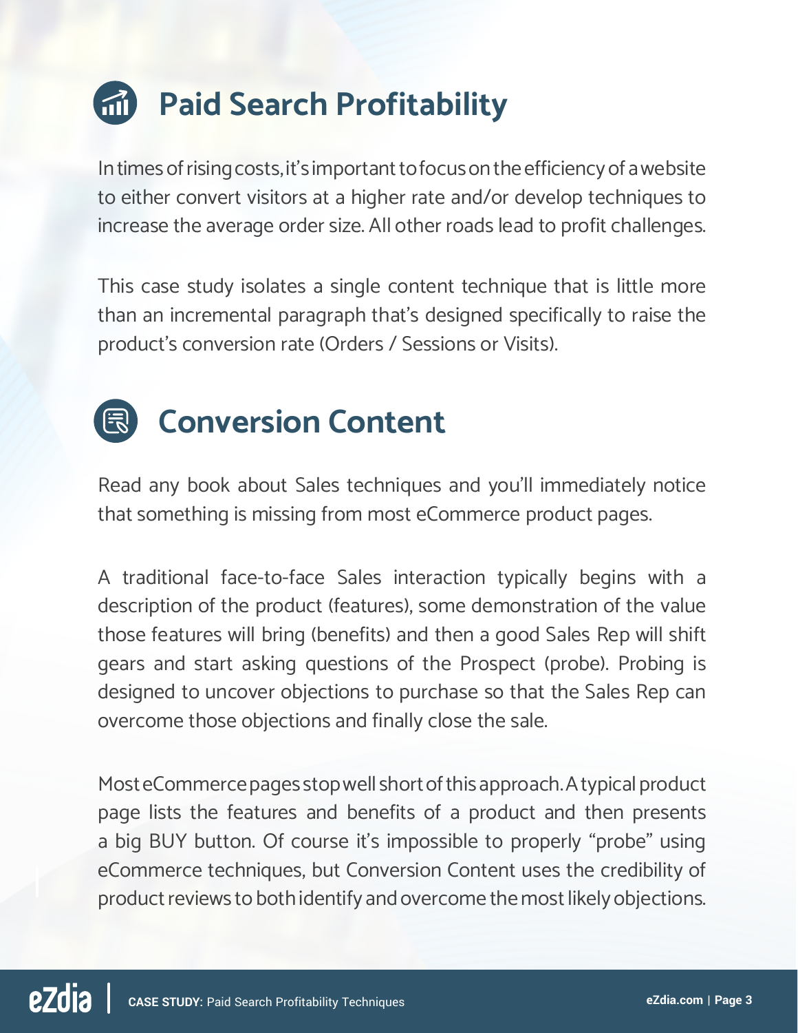## Paid Search Profitability

In times of rising costs, it's important to focus on the efficiency of a website to either convert visitors at a higher rate and/or develop techniques to increase the average order size. All other roads lead to profit challenges.

This case study isolates a single content technique that is little more than an incremental paragraph that's designed specifically to raise the product's conversion rate (Orders / Sessions or Visits).

## Conversion Content

Read any book about Sales techniques and you'll immediately notice that something is missing from most eCommerce product pages.

A traditional face-to-face Sales interaction typically begins with a description of the product (features), some demonstration of the value those features will bring (benefits) and then a good Sales Rep will shift gears and start asking questions of the Prospect (probe). Probing is designed to uncover objections to purchase so that the Sales Rep can overcome those objections and finally close the sale.

Most eCommerce pages stop well short of this approach. A typical product page lists the features and benefits of a product and then presents a big BUY button. Of course it's impossible to properly "probe" using eCommerce techniques, but Conversion Content uses the credibility of product reviews to both identify and overcome the most likely objections.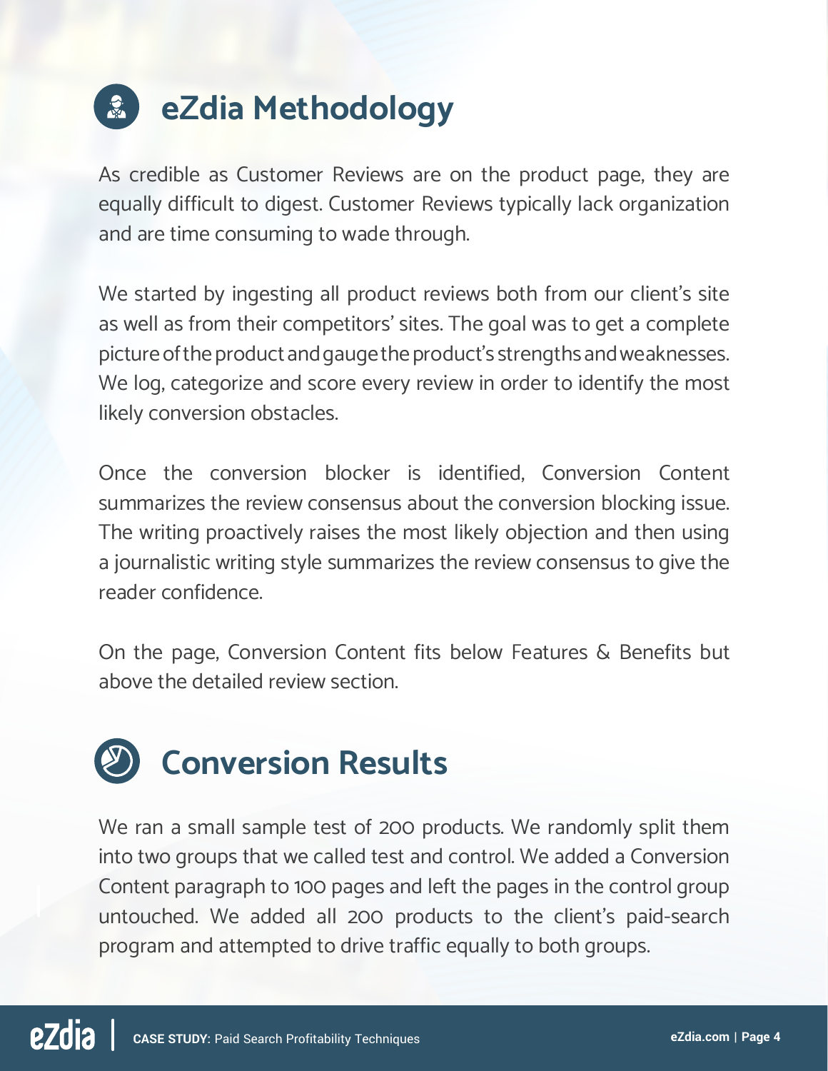## eZdia Methodology

As credible as Customer Reviews are on the product page, they are equally difficult to digest. Customer Reviews typically lack organization and are time consuming to wade through.

We started by ingesting all product reviews both from our client's site as well as from their competitors' sites. The goal was to get a complete picture of the product and gauge the product's strengths and weaknesses. We log, categorize and score every review in order to identify the most likely conversion obstacles.

Once the conversion blocker is identified, Conversion Content summarizes the review consensus about the conversion blocking issue. The writing proactively raises the most likely objection and then using a journalistic writing style summarizes the review consensus to give the reader confidence.

On the page, Conversion Content fits below Features & Benefits but above the detailed review section.

## Conversion Results

We ran a small sample test of 200 products. We randomly split them into two groups that we called test and control. We added a Conversion Content paragraph to 100 pages and left the pages in the control group untouched. We added all 200 products to the client's paid-search program and attempted to drive traffic equally to both groups.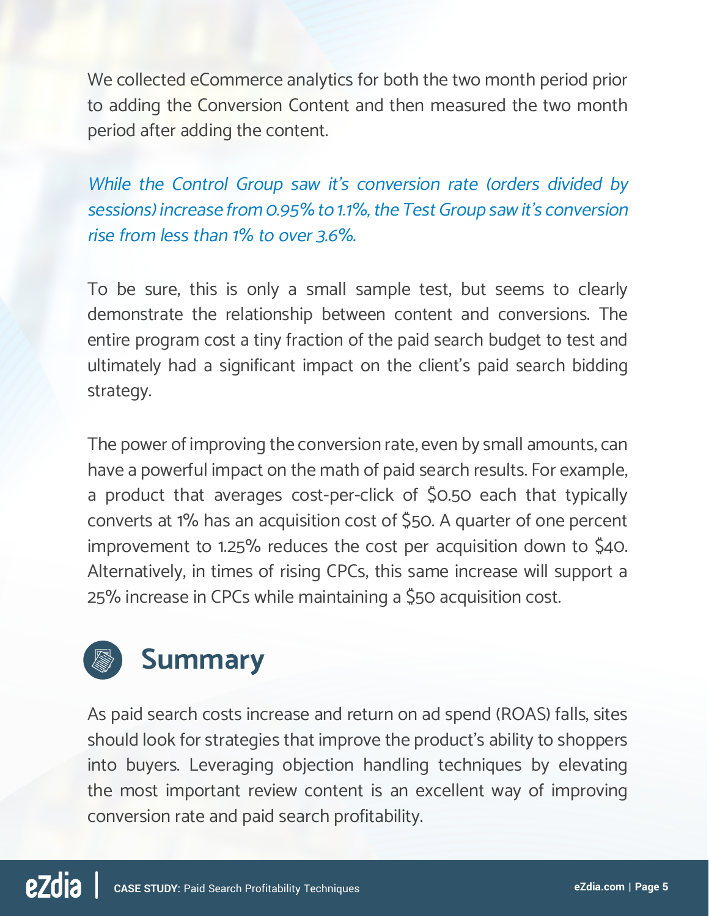We collected eCommerce analytics for both the two month period prior to adding the Conversion Content and then measured the two month period after adding the content.

*While the Control Group saw it's conversion rate (orders divided by sessions) increase from 0.95% to 1.1%, the Test Group saw it's conversion rise from less than 1% to over 3.6%.*

To be sure, this is only a small sample test, but seems to clearly demonstrate the relationship between content and conversions. The entire program cost a tiny fraction of the paid search budget to test and ultimately had a significant impact on the client's paid search bidding strategy.

The power of improving the conversion rate, even by small amounts, can have a powerful impact on the math of paid search results. For example, a product that averages cost-per-click of $0.50 each that typically converts at 1% has an acquisition cost of $50. A quarter of one percent improvement to 1.25% reduces the cost per acquisition down to $40. Alternatively, in times of rising CPCs, this same increase will support a 25% increase in CPCs while maintaining a $50 acquisition cost.

## Summary

As paid search costs increase and return on ad spend (ROAS) falls, sites should look for strategies that improve the product's ability to shoppers into buyers. Leveraging objection handling techniques by elevating the most important review content is an excellent way of improving conversion rate and paid search profitability.